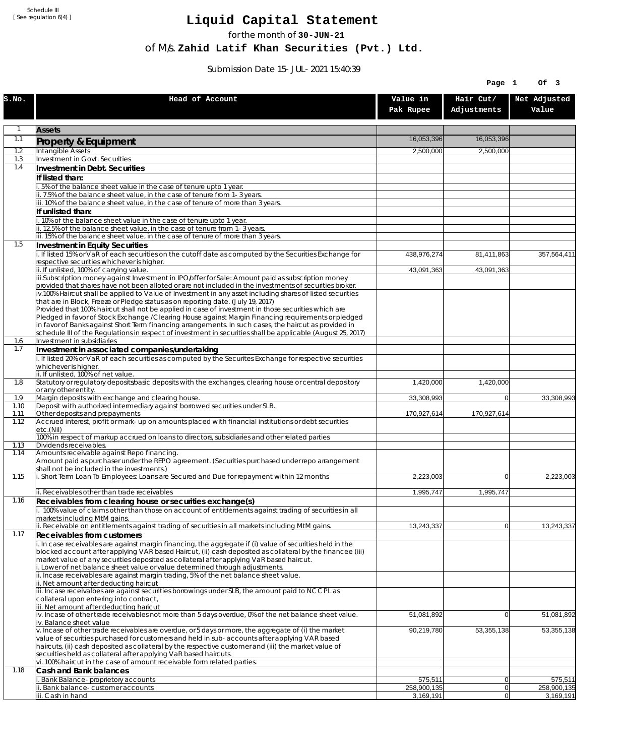Schedule III
[ See regulation 6(4) ]

# Liquid Capital Statement

for the month of **30-JUN-21**

of M/s. **Zahid Latif Khan Securities (Pvt.) Ltd.**

Submission Date 15-JUL-2021 15:40:39

| S.No. | Head of Account | Value in Pak Rupee | Hair Cut/ Adjustments | Net Adjusted Value |
|---|---|---|---|---|
| 1 | **Assets** | | | |
| 1.1 | **Property & Equipment** | 16,053,396 | 16,053,396 | |
| 1.2 | Intangible Assets | 2,500,000 | 2,500,000 | |
| 1.3 | Investment in Govt. Securities | | | |
| 1.4 | **Investment in Debt. Securities** | | | |
| | **If listed than:** | | | |
| | i. 5% of the balance sheet value in the case of tenure upto 1 year. | | | |
| | ii. 7.5% of the balance sheet value, in the case of tenure from 1-3 years. | | | |
| | iii. 10% of the balance sheet value, in the case of tenure of more than 3 years. | | | |
| | **If unlisted than:** | | | |
| | i. 10% of the balance sheet value in the case of tenure upto 1 year. | | | |
| | ii. 12.5% of the balance sheet value, in the case of tenure from 1-3 years. | | | |
| | iii. 15% of the balance sheet value, in the case of tenure of more than 3 years. | | | |
| 1.5 | **Investment in Equity Securities** | | | |
| | i. If listed 15% or VaR of each securities on the cutoff date as computed by the Securities Exchange for respective securities whichever is higher. | 438,976,274 | 81,411,863 | 357,564,411 |
| | ii. If unlisted, 100% of carrying value. | 43,091,363 | 43,091,363 | |
| | iii.Subscription money against Investment in IPO/offer for Sale: Amount paid as subscription money provided that shares have not been alloted or are not included in the investments of securities broker. | | | |
| | iv.100% Haircut shall be applied to Value of Investment in any asset including shares of listed securities that are in Block, Freeze or Pledge status as on reporting date. (July 19, 2017) Provided that 100% haircut shall not be applied in case of investment in those securities which are Pledged in favor of Stock Exchange / Clearing House against Margin Financing requirements or pledged in favor of Banks against Short Term financing arrangements. In such cases, the haircut as provided in schedule III of the Regulations in respect of investment in securities shall be applicable (August 25, 2017) | | | |
| 1.6 | Investment in subsidiaries | | | |
| 1.7 | **Investment in associated companies/undertaking** | | | |
| | i. If listed 20% or VaR of each securities as computed by the Securites Exchange for respective securities whichever is higher. | | | |
| | ii. If unlisted, 100% of net value. | | | |
| 1.8 | Statutory or regulatory deposits/basic deposits with the exchanges, clearing house or central depository or any other entity. | 1,420,000 | 1,420,000 | |
| 1.9 | Margin deposits with exchange and clearing house. | 33,308,993 | 0 | 33,308,993 |
| 1.10 | Deposit with authorized intermediary against borrowed securities under SLB. | | | |
| 1.11 | Other deposits and prepayments | 170,927,614 | 170,927,614 | |
| 1.12 | Accrued interest, profit or mark-up on amounts placed with financial institutions or debt securities etc.(Nil) | | | |
| | 100% in respect of markup accrued on loans to directors, subsidiaries and other related parties | | | |
| 1.13 | Dividends receivables. | | | |
| 1.14 | Amounts receivable against Repo financing. Amount paid as purchaser under the REPO agreement. (Securities purchased under repo arrangement shall not be included in the investments.) | | | |
| 1.15 | i. Short Term Loan To Employees: Loans are Secured and Due for repayment within 12 months | 2,223,003 | 0 | 2,223,003 |
| | ii. Receivables other than trade receivables | 1,995,747 | 1,995,747 | |
| 1.16 | **Receivables from clearing house or securities exchange(s)** | | | |
| | i. 100% value of claims other than those on account of entitlements against trading of securities in all markets including MtM gains. | | | |
| | ii. Receivable on entitlements against trading of securities in all markets including MtM gains. | 13,243,337 | 0 | 13,243,337 |
| 1.17 | **Receivables from customers** | | | |
| | i. In case receivables are against margin financing, the aggregate if (i) value of securities held in the blocked account after applying VAR based Haircut, (ii) cash deposited as collateral by the financee (iii) market value of any securities deposited as collateral after applying VaR based haircut.<br>i. Lower of net balance sheet value or value determined through adjustments. | | | |
| | ii. Incase receivables are against margin trading, 5% of the net balance sheet value.<br>ii. Net amount after deducting haircut | | | |
| | iii. Incase receivalbes are against securities borrowings under SLB, the amount paid to NCCPL as collateral upon entering into contract,<br>iii. Net amount after deducting haricut | | | |
| | iv. Incase of other trade receivables not more than 5 days overdue, 0% of the net balance sheet value.<br>iv. Balance sheet value | 51,081,892 | 0 | 51,081,892 |
| | v. Incase of other trade receivables are overdue, or 5 days or more, the aggregate of (i) the market value of securities purchased for customers and held in sub-accounts after applying VAR based haircuts, (ii) cash deposited as collateral by the respective customer and (iii) the market value of securities held as collateral after applying VaR based haircuts. | 90,219,780 | 53,355,138 | 53,355,138 |
| | vi. 100% haircut in the case of amount receivable form related parties. | | | |
| 1.18 | **Cash and Bank balances** | | | |
| | i. Bank Balance-proprietory accounts | 575,511 | 0 | 575,511 |
| | ii. Bank balance-customer accounts | 258,900,135 | 0 | 258,900,135 |
| | iii. Cash in hand | 3,169,191 | 0 | 3,169,191 |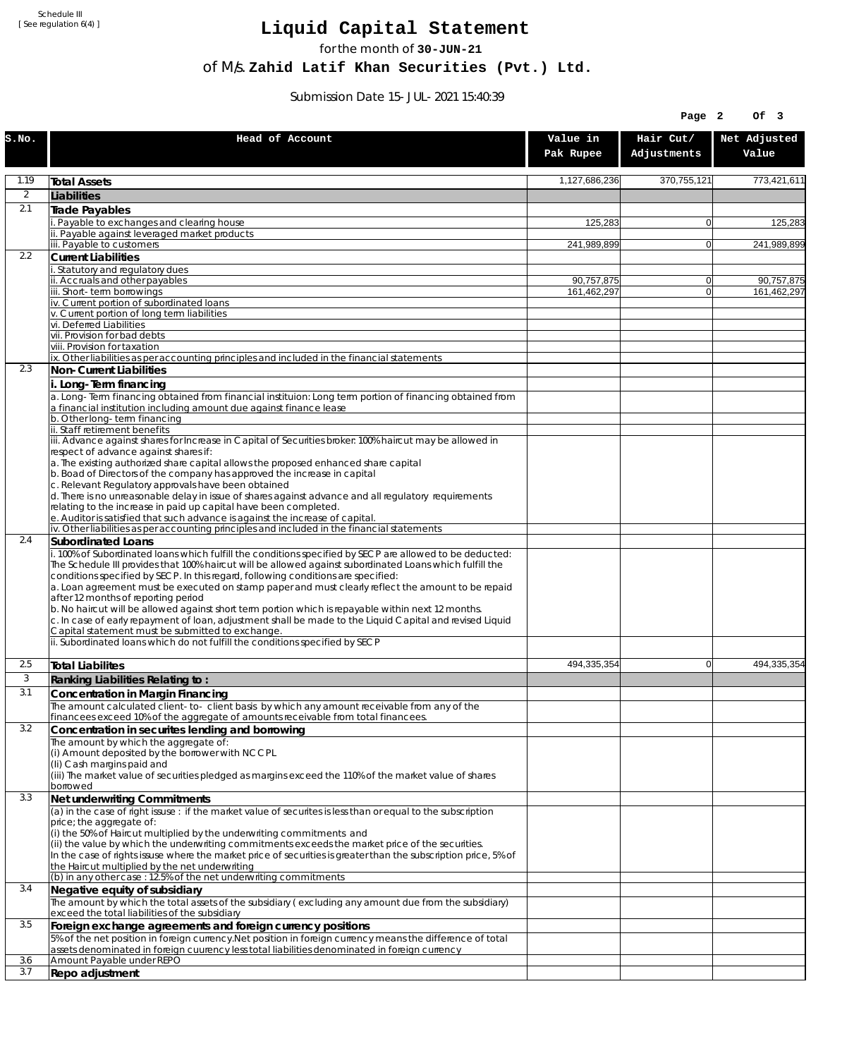Schedule III
[ See regulation 6(4) ]

# Liquid Capital Statement

for the month of **30-JUN-21**

of M/s. **Zahid Latif Khan Securities (Pvt.) Ltd.**

Submission Date 15-JUL-2021 15:40:39

| S.No. | Head of Account | Value in Pak Rupee | Hair Cut/ Adjustments | Net Adjusted Value |
|---|---|---|---|---|
| 1.19 | **Total Assets** | 1,127,686,236 | 370,755,121 | 773,421,611 |
| 2 | **Liabilities** | | | |
| 2.1 | **Trade Payables** | | | |
| | i. Payable to exchanges and clearing house | 125,283 | 0 | 125,283 |
| | ii. Payable against leveraged market products | | | |
| | iii. Payable to customers | 241,989,899 | 0 | 241,989,899 |
| 2.2 | **Current Liabilities** | | | |
| | i. Statutory and regulatory dues | | | |
| | ii. Accruals and other payables | 90,757,875 | 0 | 90,757,875 |
| | iii. Short-term borrowings | 161,462,297 | 0 | 161,462,297 |
| | iv. Current portion of subordinated loans | | | |
| | v. Current portion of long term liabilities | | | |
| | vi. Deferred Liabilities | | | |
| | vii. Provision for bad debts | | | |
| | viii. Provision for taxation | | | |
| | ix. Other liabilities as per accounting principles and included in the financial statements | | | |
| 2.3 | **Non-Current Liabilities** | | | |
| | **i. Long-Term financing** | | | |
| | a. Long-Term financing obtained from financial instituion: Long term portion of financing obtained from a financial institution including amount due against finance lease | | | |
| | b. Other long-term financing | | | |
| | ii. Staff retirement benefits | | | |
| | iii. Advance against shares for Increase in Capital of Securities broker: 100% haircut may be allowed in respect of advance against shares if:<br>a. The existing authorized share capital allows the proposed enhanced share capital<br>b. Boad of Directors of the company has approved the increase in capital<br>c. Relevant Regulatory approvals have been obtained<br>d. There is no unreasonable delay in issue of shares against advance and all regulatory requirements relating to the increase in paid up capital have been completed.<br>e. Auditor is satisfied that such advance is against the increase of capital. | | | |
| | iv. Other liabilities as per accounting principles and included in the financial statements | | | |
| 2.4 | **Subordinated Loans** | | | |
| | i. 100% of Subordinated loans which fulfill the conditions specified by SECP are allowed to be deducted:<br>The Schedule III provides that 100% haircut will be allowed against subordinated Loans which fulfill the conditions specified by SECP. In this regard, following conditions are specified:<br>a. Loan agreement must be executed on stamp paper and must clearly reflect the amount to be repaid after 12 months of reporting period<br>b. No haircut will be allowed against short term portion which is repayable within next 12 months.<br>c. In case of early repayment of loan, adjustment shall be made to the Liquid Capital and revised Liquid Capital statement must be submitted to exchange. | | | |
| | ii. Subordinated loans which do not fulfill the conditions specified by SECP | | | |
| 2.5 | **Total Liabilites** | 494,335,354 | 0 | 494,335,354 |
| 3 | **Ranking Liabilities Relating to :** | | | |
| 3.1 | **Concentration in Margin Financing** | | | |
| | The amount calculated client-to- client basis by which any amount receivable from any of the financees exceed 10% of the aggregate of amounts receivable from total financees. | | | |
| 3.2 | **Concentration in securites lending and borrowing** | | | |
| | The amount by which the aggregate of:<br>(i) Amount deposited by the borrower with NCCPL<br>(Ii) Cash margins paid and<br>(iii) The market value of securities pledged as margins exceed the 110% of the market value of shares borrowed | | | |
| 3.3 | **Net underwriting Commitments** | | | |
| | (a) in the case of right issuse : if the market value of securites is less than or equal to the subscription price; the aggregate of:<br>(i) the 50% of Haircut multiplied by the underwriting commitments and<br>(ii) the value by which the underwriting commitments exceeds the market price of the securities.<br>In the case of rights issuse where the market price of securities is greater than the subscription price, 5% of the Haircut multiplied by the net underwriting | | | |
| | (b) in any other case : 12.5% of the net underwriting commitments | | | |
| 3.4 | **Negative equity of subsidiary** | | | |
| | The amount by which the total assets of the subsidiary ( excluding any amount due from the subsidiary) exceed the total liabilities of the subsidiary | | | |
| 3.5 | **Foreign exchange agreements and foreign currency positions** | | | |
| | 5% of the net position in foreign currency.Net position in foreign currency means the difference of total assets denominated in foreign cuurency less total liabilities denominated in foreign currency | | | |
| 3.6 | Amount Payable under REPO | | | |
| 3.7 | **Repo adjustment** | | | |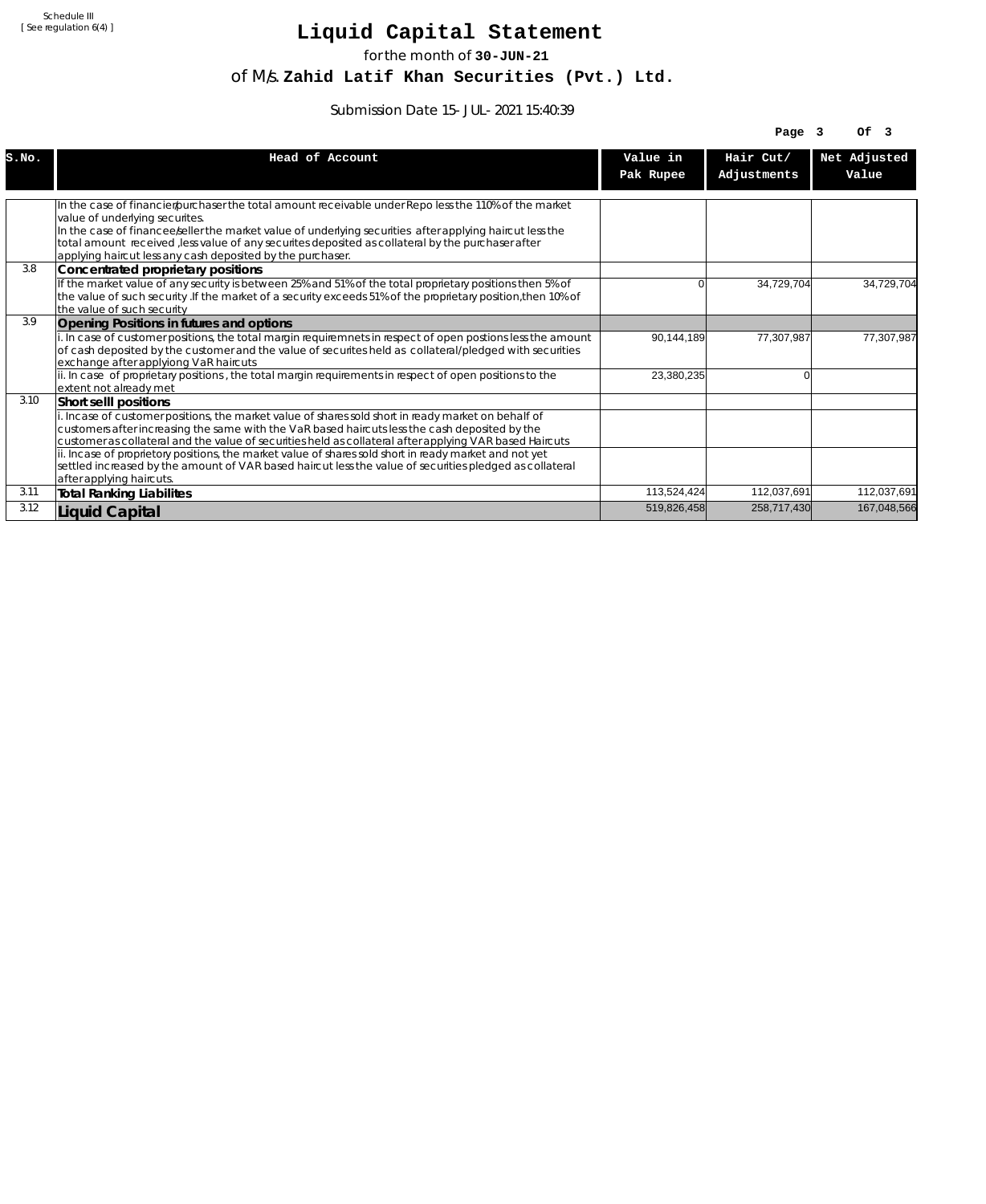Schedule III
[ See regulation 6(4) ]

# Liquid Capital Statement

for the month of **30-JUN-21**

of M/s. **Zahid Latif Khan Securities (Pvt.) Ltd.**

Submission Date 15-JUL-2021 15:40:39

| S.No. | Head of Account | Value in Pak Rupee | Hair Cut/ Adjustments | Net Adjusted Value |
|---|---|---|---|---|
| | In the case of financier/purchaser the total amount receivable under Repo less the 110% of the market value of underlying securites.<br>In the case of financee/seller the market value of underlying securities after applying haircut less the total amount received ,less value of any securites deposited as collateral by the purchaser after applying haircut less any cash deposited by the purchaser. | | | |
| 3.8 | **Concentrated proprietary positions** | | | |
| | If the market value of any security is between 25% and 51% of the total proprietary positions then 5% of the value of such security .If the market of a security exceeds 51% of the proprietary position,then 10% of the value of such security | 0 | 34,729,704 | 34,729,704 |
| 3.9 | **Opening Positions in futures and options** | | | |
| | i. In case of customer positions, the total margin requiremnets in respect of open postions less the amount of cash deposited by the customer and the value of securites held as collateral/ pledged with securities exchange after applyiong VaR haircuts | 90,144,189 | 77,307,987 | 77,307,987 |
| | ii. In case of proprietary positions , the total margin requirements in respect of open positions to the extent not already met | 23,380,235 | 0 | |
| 3.10 | **Short selll positions** | | | |
| | i. Incase of customer positions, the market value of shares sold short in ready market on behalf of customers after increasing the same with the VaR based haircuts less the cash deposited by the customer as collateral and the value of securities held as collateral after applying VAR based Haircuts | | | |
| | ii. Incase of proprietory positions, the market value of shares sold short in ready market and not yet settled increased by the amount of VAR based haircut less the value of securities pledged as collateral after applying haircuts. | | | |
| 3.11 | **Total Ranking Liabilites** | 113,524,424 | 112,037,691 | 112,037,691 |
| 3.12 | **Liquid Capital** | 519,826,458 | 258,717,430 | 167,048,566 |